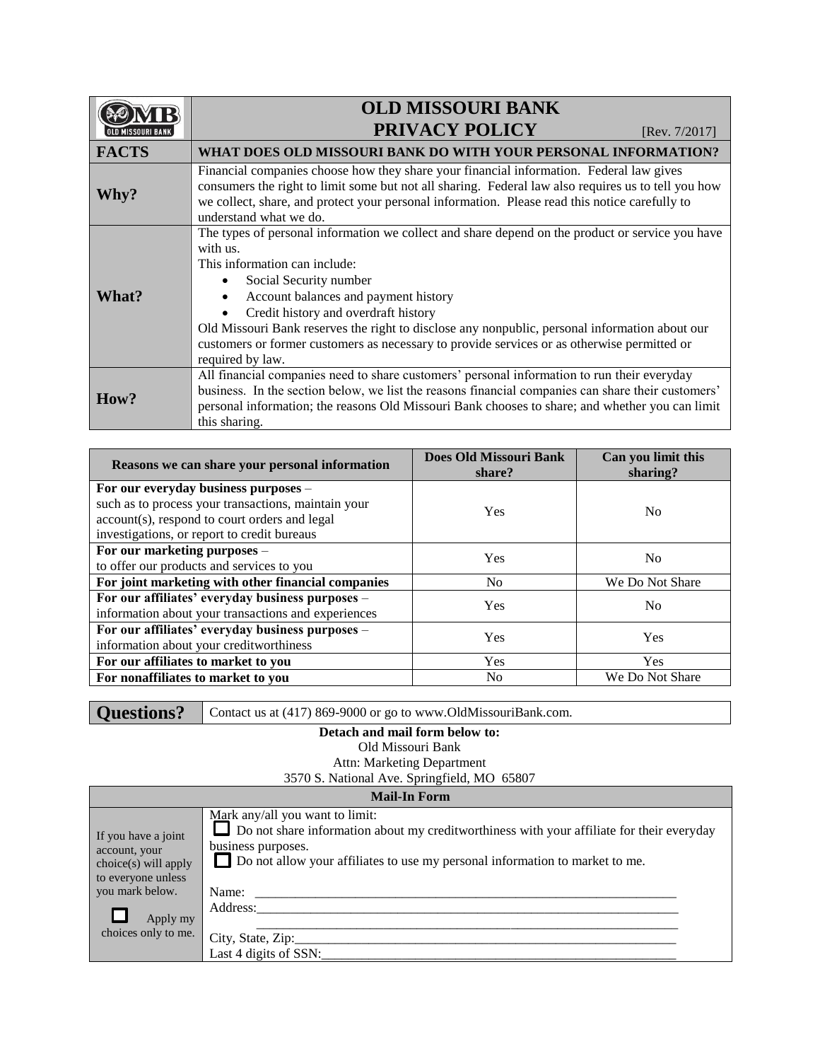# OLD MISSOURI BANK PRIVACY POLICY

[Rev. 7/2017]

| **FACTS** | **WHAT DOES OLD MISSOURI BANK DO WITH YOUR PERSONAL INFORMATION?** |
|---|---|
| **Why?** | Financial companies choose how they share your financial information. Federal law gives consumers the right to limit some but not all sharing. Federal law also requires us to tell you how we collect, share, and protect your personal information. Please read this notice carefully to understand what we do. |
| **What?** | The types of personal information we collect and share depend on the product or service you have with us.<br>This information can include:<br>• Social Security number<br>• Account balances and payment history<br>• Credit history and overdraft history<br>Old Missouri Bank reserves the right to disclose any nonpublic, personal information about our customers or former customers as necessary to provide services or as otherwise permitted or required by law. |
| **How?** | All financial companies need to share customers' personal information to run their everyday business. In the section below, we list the reasons financial companies can share their customers' personal information; the reasons Old Missouri Bank chooses to share; and whether you can limit this sharing. |

| Reasons we can share your personal information | Does Old Missouri Bank share? | Can you limit this sharing? |
|---|---|---|
| **For our everyday business purposes** – such as to process your transactions, maintain your account(s), respond to court orders and legal investigations, or report to credit bureaus | Yes | No |
| **For our marketing purposes** – to offer our products and services to you | Yes | No |
| **For joint marketing with other financial companies** | No | We Do Not Share |
| **For our affiliates' everyday business purposes** – information about your transactions and experiences | Yes | No |
| **For our affiliates' everyday business purposes** – information about your creditworthiness | Yes | Yes |
| **For our affiliates to market to you** | Yes | Yes |
| **For nonaffiliates to market to you** | No | We Do Not Share |

| **Questions?** | Contact us at (417) 869-9000 or go to www.OldMissouriBank.com. |
|---|---|

**Detach and mail form below to:**
Old Missouri Bank
Attn: Marketing Department
3570 S. National Ave. Springfield, MO 65807

| **Mail-In Form** | |
|---|---|
| If you have a joint account, your choice(s) will apply to everyone unless you mark below.<br>☐ Apply my choices only to me. | Mark any/all you want to limit:<br>☐ Do not share information about my creditworthiness with your affiliate for their everyday business purposes.<br>☐ Do not allow your affiliates to use my personal information to market to me.<br><br>Name: \_\_\_\_\_\_\_\_\_\_\_\_\_\_\_\_\_\_\_\_<br>Address: \_\_\_\_\_\_\_\_\_\_\_\_\_\_\_\_\_\_\_\_<br>\_\_\_\_\_\_\_\_\_\_\_\_\_\_\_\_\_\_\_\_<br>City, State, Zip: \_\_\_\_\_\_\_\_\_\_\_\_\_\_\_\_\_\_\_\_<br>Last 4 digits of SSN: \_\_\_\_\_\_\_\_\_\_\_\_\_\_\_\_\_\_\_\_ |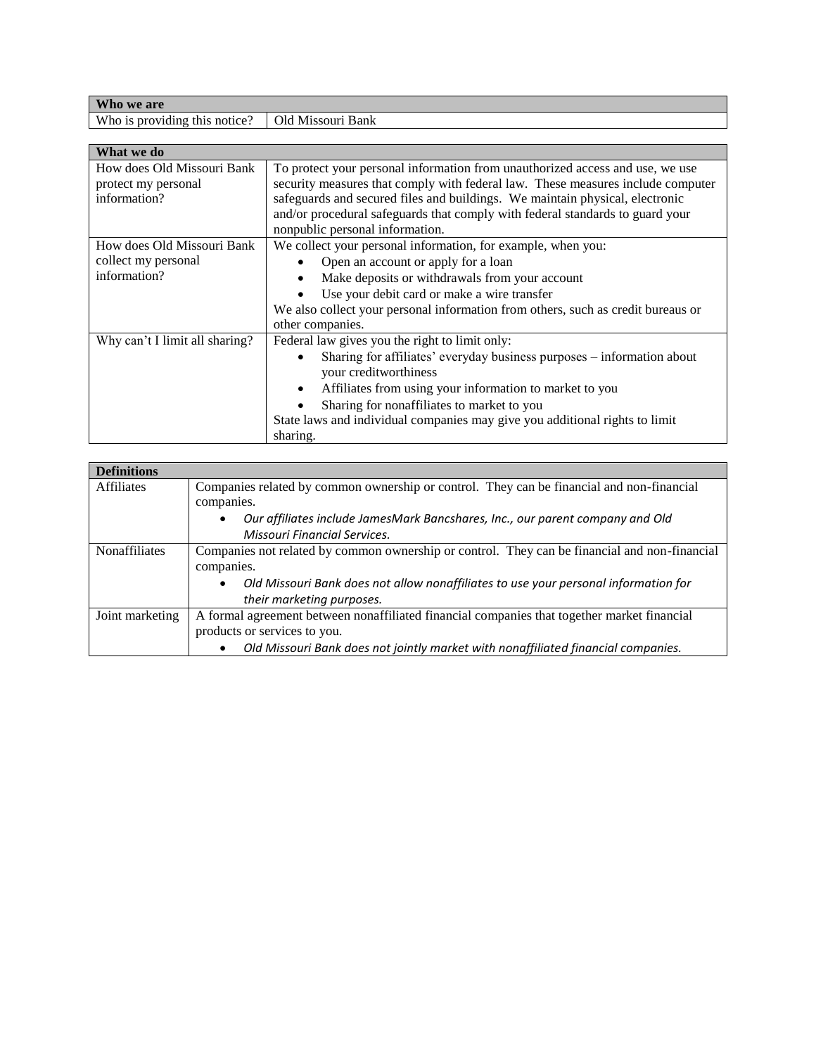| Who we are | |
|---|---|
| Who is providing this notice? | Old Missouri Bank |

| What we do | |
|---|---|
| How does Old Missouri Bank protect my personal information? | To protect your personal information from unauthorized access and use, we use security measures that comply with federal law. These measures include computer safeguards and secured files and buildings. We maintain physical, electronic and/or procedural safeguards that comply with federal standards to guard your nonpublic personal information. |
| How does Old Missouri Bank collect my personal information? | We collect your personal information, for example, when you:<br>• Open an account or apply for a loan<br>• Make deposits or withdrawals from your account<br>• Use your debit card or make a wire transfer<br>We also collect your personal information from others, such as credit bureaus or other companies. |
| Why can't I limit all sharing? | Federal law gives you the right to limit only:<br>• Sharing for affiliates' everyday business purposes – information about your creditworthiness<br>• Affiliates from using your information to market to you<br>• Sharing for nonaffiliates to market to you<br>State laws and individual companies may give you additional rights to limit sharing. |

| Definitions | |
|---|---|
| Affiliates | Companies related by common ownership or control. They can be financial and non-financial companies.<br>• *Our affiliates include JamesMark Bancshares, Inc., our parent company and Old Missouri Financial Services.* |
| Nonaffiliates | Companies not related by common ownership or control. They can be financial and non-financial companies.<br>• *Old Missouri Bank does not allow nonaffiliates to use your personal information for their marketing purposes.* |
| Joint marketing | A formal agreement between nonaffiliated financial companies that together market financial products or services to you.<br>• *Old Missouri Bank does not jointly market with nonaffiliated financial companies.* |